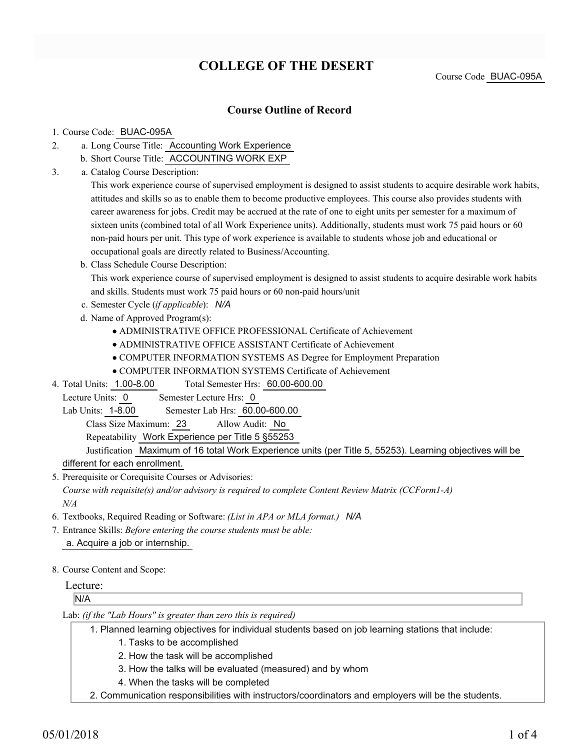# COLLEGE OF THE DESERT

Course Code BUAC-095A

## Course Outline of Record

1. Course Code: BUAC-095A
2. a. Long Course Title: Accounting Work Experience
   b. Short Course Title: ACCOUNTING WORK EXP
3. a. Catalog Course Description:

   This work experience course of supervised employment is designed to assist students to acquire desirable work habits, attitudes and skills so as to enable them to become productive employees. This course also provides students with career awareness for jobs. Credit may be accrued at the rate of one to eight units per semester for a maximum of sixteen units (combined total of all Work Experience units). Additionally, students must work 75 paid hours or 60 non-paid hours per unit. This type of work experience is available to students whose job and educational or occupational goals are directly related to Business/Accounting.

   b. Class Schedule Course Description:

   This work experience course of supervised employment is designed to assist students to acquire desirable work habits and skills. Students must work 75 paid hours or 60 non-paid hours/unit

   c. Semester Cycle (*if applicable*): *N/A*

   d. Name of Approved Program(s):
   - ADMINISTRATIVE OFFICE PROFESSIONAL Certificate of Achievement
   - ADMINISTRATIVE OFFICE ASSISTANT Certificate of Achievement
   - COMPUTER INFORMATION SYSTEMS AS Degree for Employment Preparation
   - COMPUTER INFORMATION SYSTEMS Certificate of Achievement
4. Total Units: 1.00-8.00 Total Semester Hrs: 60.00-600.00

   Lecture Units: 0 Semester Lecture Hrs: 0

   Lab Units: 1-8.00 Semester Lab Hrs: 60.00-600.00

   Class Size Maximum: 23 Allow Audit: No

   Repeatability Work Experience per Title 5 §55253

   Justification Maximum of 16 total Work Experience units (per Title 5, 55253). Learning objectives will be different for each enrollment.
5. Prerequisite or Corequisite Courses or Advisories:

   *Course with requisite(s) and/or advisory is required to complete Content Review Matrix (CCForm1-A)*

   *N/A*
6. Textbooks, Required Reading or Software: *(List in APA or MLA format.)* *N/A*
7. Entrance Skills: *Before entering the course students must be able:*

   a. Acquire a job or internship.
8. Course Content and Scope:

   Lecture:

   N/A

   Lab: *(if the "Lab Hours" is greater than zero this is required)*

   1. Planned learning objectives for individual students based on job learning stations that include:
      1. Tasks to be accomplished
      2. How the task will be accomplished
      3. How the talks will be evaluated (measured) and by whom
      4. When the tasks will be completed
   2. Communication responsibilities with instructors/coordinators and employers will be the students.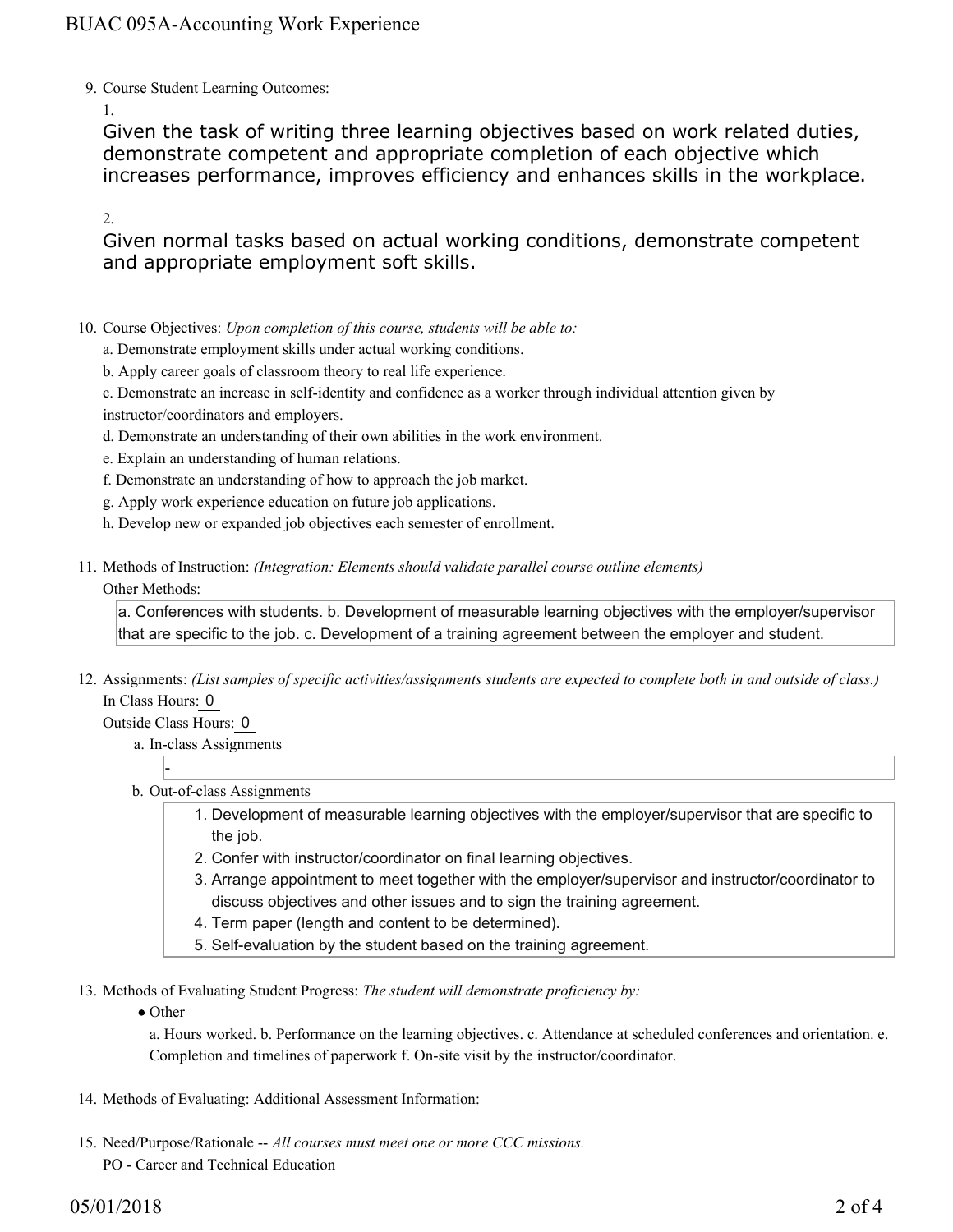9. Course Student Learning Outcomes:

   1. Given the task of writing three learning objectives based on work related duties, demonstrate competent and appropriate completion of each objective which increases performance, improves efficiency and enhances skills in the workplace.

   2. Given normal tasks based on actual working conditions, demonstrate competent and appropriate employment soft skills.

10. Course Objectives: *Upon completion of this course, students will be able to:*

    a. Demonstrate employment skills under actual working conditions.

    b. Apply career goals of classroom theory to real life experience.

    c. Demonstrate an increase in self-identity and confidence as a worker through individual attention given by instructor/coordinators and employers.

    d. Demonstrate an understanding of their own abilities in the work environment.

    e. Explain an understanding of human relations.

    f. Demonstrate an understanding of how to approach the job market.

    g. Apply work experience education on future job applications.

    h. Develop new or expanded job objectives each semester of enrollment.

11. Methods of Instruction: *(Integration: Elements should validate parallel course outline elements)*

    Other Methods:

    a. Conferences with students. b. Development of measurable learning objectives with the employer/supervisor that are specific to the job. c. Development of a training agreement between the employer and student.

12. Assignments: *(List samples of specific activities/assignments students are expected to complete both in and outside of class.)*

    In Class Hours: 0

    Outside Class Hours: 0

    a. In-class Assignments

       -

    b. Out-of-class Assignments

       1. Development of measurable learning objectives with the employer/supervisor that are specific to the job.
       2. Confer with instructor/coordinator on final learning objectives.
       3. Arrange appointment to meet together with the employer/supervisor and instructor/coordinator to discuss objectives and other issues and to sign the training agreement.
       4. Term paper (length and content to be determined).
       5. Self-evaluation by the student based on the training agreement.

13. Methods of Evaluating Student Progress: *The student will demonstrate proficiency by:*

    - Other

      a. Hours worked. b. Performance on the learning objectives. c. Attendance at scheduled conferences and orientation. e. Completion and timelines of paperwork f. On-site visit by the instructor/coordinator.

14. Methods of Evaluating: Additional Assessment Information:

15. Need/Purpose/Rationale -- *All courses must meet one or more CCC missions.*

    PO - Career and Technical Education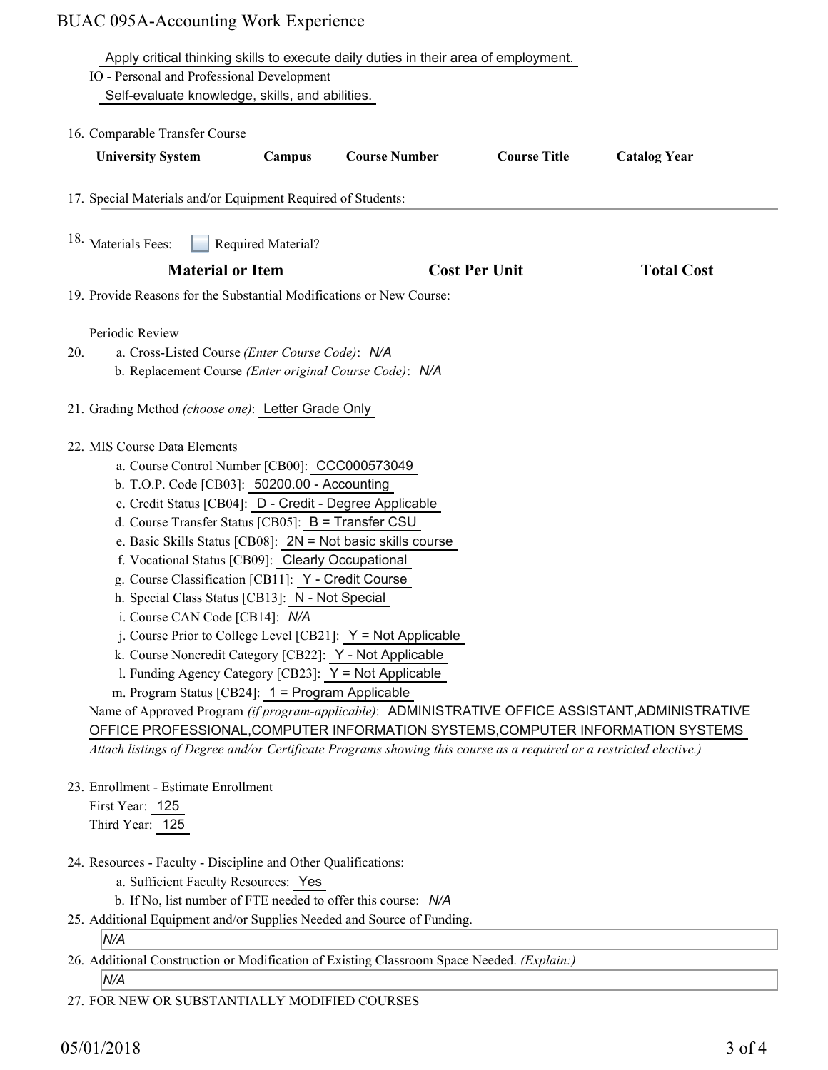Apply critical thinking skills to execute daily duties in their area of employment.

IO - Personal and Professional Development

Self-evaluate knowledge, skills, and abilities.

16. Comparable Transfer Course

| University System | Campus | Course Number | Course Title | Catalog Year |
|---|---|---|---|---|

17. Special Materials and/or Equipment Required of Students:

18. Materials Fees: ☐ Required Material?

| Material or Item | Cost Per Unit | Total Cost |
|---|---|---|

19. Provide Reasons for the Substantial Modifications or New Course:

Periodic Review

20. a. Cross-Listed Course *(Enter Course Code)*: *N/A*
    b. Replacement Course *(Enter original Course Code)*: *N/A*

21. Grading Method *(choose one)*: Letter Grade Only

22. MIS Course Data Elements
    a. Course Control Number [CB00]: CCC000573049
    b. T.O.P. Code [CB03]: 50200.00 - Accounting
    c. Credit Status [CB04]: D - Credit - Degree Applicable
    d. Course Transfer Status [CB05]: B = Transfer CSU
    e. Basic Skills Status [CB08]: 2N = Not basic skills course
    f. Vocational Status [CB09]: Clearly Occupational
    g. Course Classification [CB11]: Y - Credit Course
    h. Special Class Status [CB13]: N - Not Special
    i. Course CAN Code [CB14]: *N/A*
    j. Course Prior to College Level [CB21]: Y = Not Applicable
    k. Course Noncredit Category [CB22]: Y - Not Applicable
    l. Funding Agency Category [CB23]: Y = Not Applicable
    m. Program Status [CB24]: 1 = Program Applicable

    Name of Approved Program *(if program-applicable)*: ADMINISTRATIVE OFFICE ASSISTANT,ADMINISTRATIVE OFFICE PROFESSIONAL,COMPUTER INFORMATION SYSTEMS,COMPUTER INFORMATION SYSTEMS

    *Attach listings of Degree and/or Certificate Programs showing this course as a required or a restricted elective.)*

23. Enrollment - Estimate Enrollment
    First Year: 125
    Third Year: 125

24. Resources - Faculty - Discipline and Other Qualifications:
    a. Sufficient Faculty Resources: Yes
    b. If No, list number of FTE needed to offer this course: *N/A*

25. Additional Equipment and/or Supplies Needed and Source of Funding.
    *N/A*

26. Additional Construction or Modification of Existing Classroom Space Needed. *(Explain:)*
    *N/A*

27. FOR NEW OR SUBSTANTIALLY MODIFIED COURSES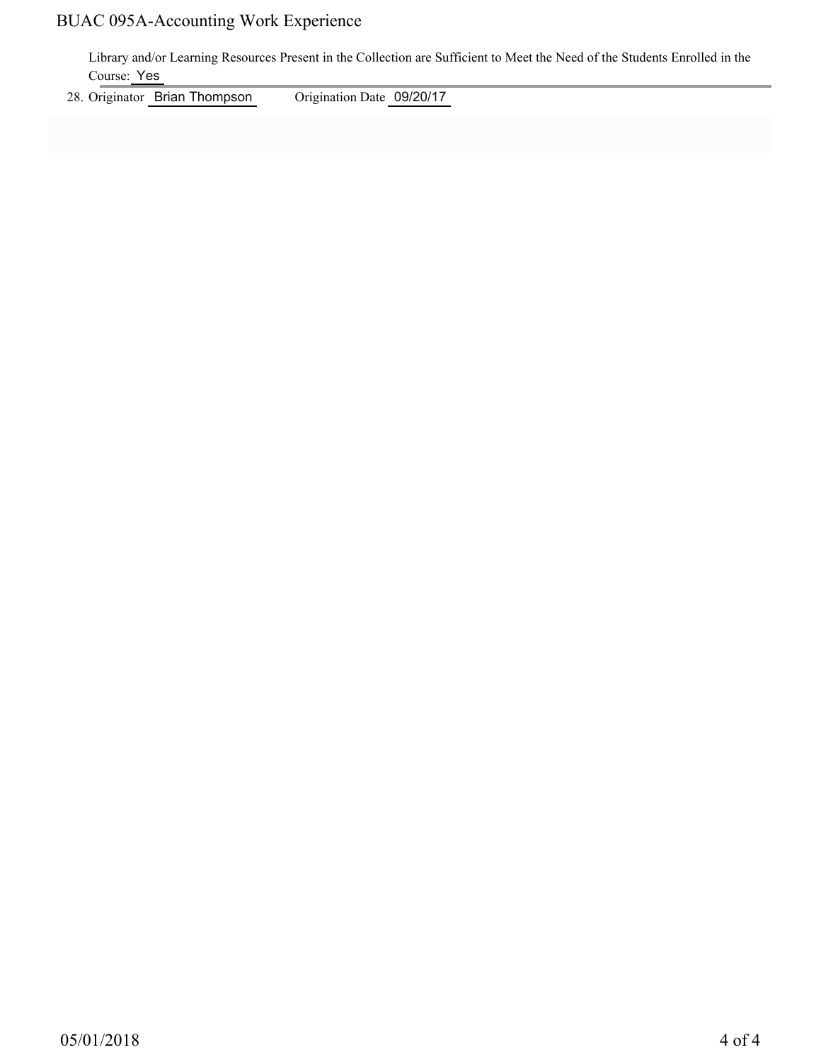Library and/or Learning Resources Present in the Collection are Sufficient to Meet the Need of the Students Enrolled in the Course: Yes

28. Originator Brian Thompson Origination Date 09/20/17